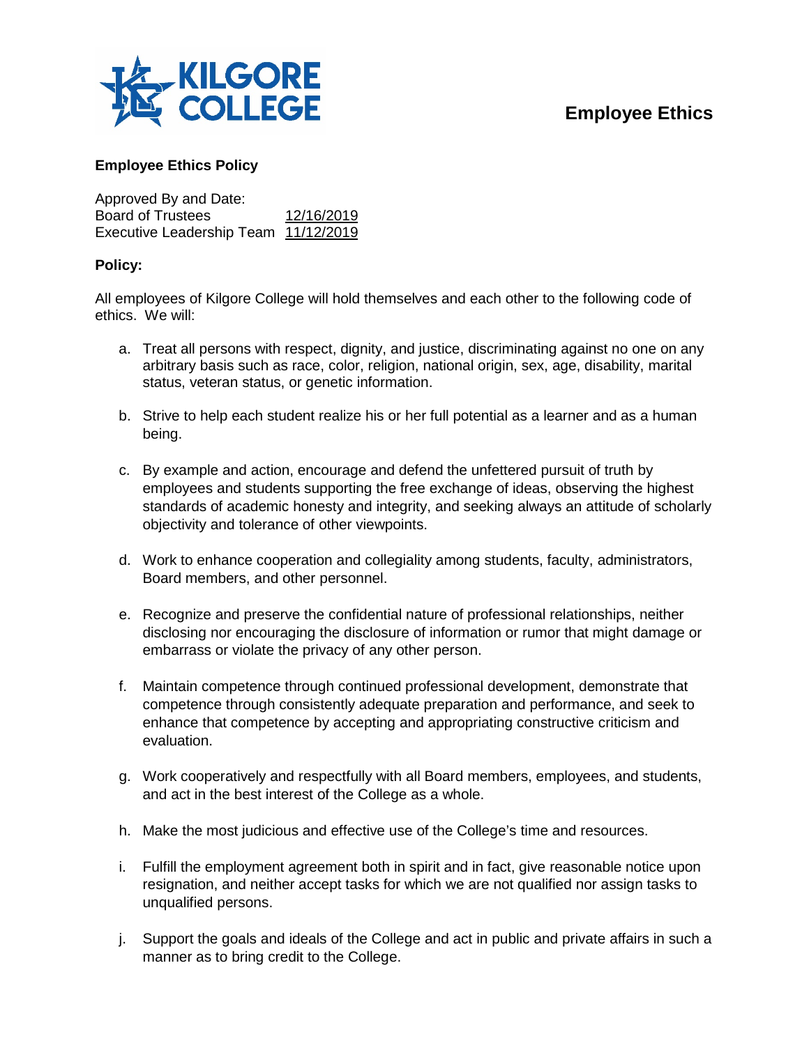# Employee Ethics

## Employee Ethics Policy

Approved By and Date:
Board of Trustees 12/16/2019
Executive Leadership Team 11/12/2019

### Policy:

All employees of Kilgore College will hold themselves and each other to the following code of ethics. We will:

a. Treat all persons with respect, dignity, and justice, discriminating against no one on any arbitrary basis such as race, color, religion, national origin, sex, age, disability, marital status, veteran status, or genetic information.

b. Strive to help each student realize his or her full potential as a learner and as a human being.

c. By example and action, encourage and defend the unfettered pursuit of truth by employees and students supporting the free exchange of ideas, observing the highest standards of academic honesty and integrity, and seeking always an attitude of scholarly objectivity and tolerance of other viewpoints.

d. Work to enhance cooperation and collegiality among students, faculty, administrators, Board members, and other personnel.

e. Recognize and preserve the confidential nature of professional relationships, neither disclosing nor encouraging the disclosure of information or rumor that might damage or embarrass or violate the privacy of any other person.

f. Maintain competence through continued professional development, demonstrate that competence through consistently adequate preparation and performance, and seek to enhance that competence by accepting and appropriating constructive criticism and evaluation.

g. Work cooperatively and respectfully with all Board members, employees, and students, and act in the best interest of the College as a whole.

h. Make the most judicious and effective use of the College's time and resources.

i. Fulfill the employment agreement both in spirit and in fact, give reasonable notice upon resignation, and neither accept tasks for which we are not qualified nor assign tasks to unqualified persons.

j. Support the goals and ideals of the College and act in public and private affairs in such a manner as to bring credit to the College.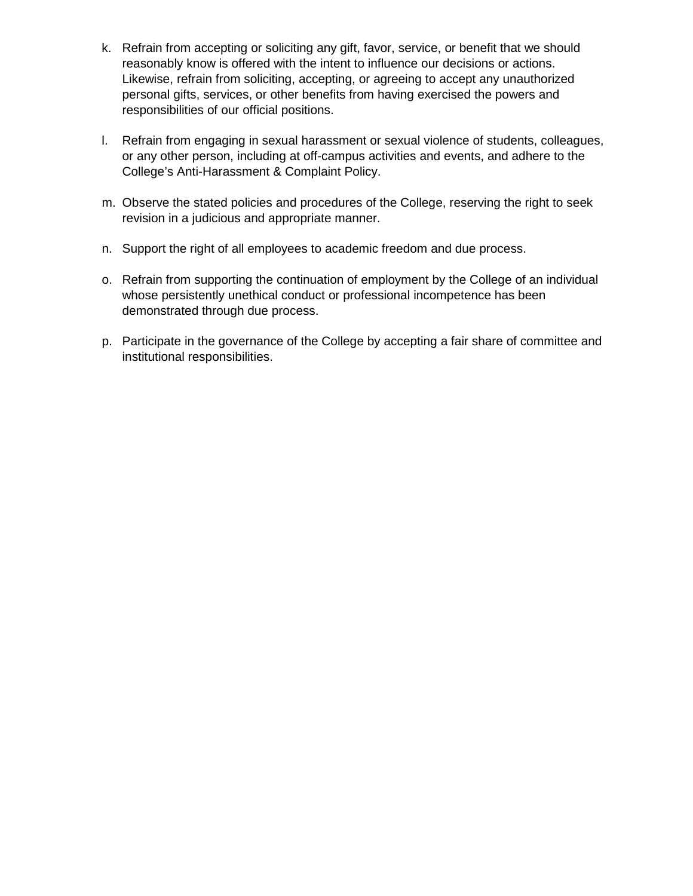k. Refrain from accepting or soliciting any gift, favor, service, or benefit that we should reasonably know is offered with the intent to influence our decisions or actions. Likewise, refrain from soliciting, accepting, or agreeing to accept any unauthorized personal gifts, services, or other benefits from having exercised the powers and responsibilities of our official positions.

l. Refrain from engaging in sexual harassment or sexual violence of students, colleagues, or any other person, including at off-campus activities and events, and adhere to the College's Anti-Harassment & Complaint Policy.

m. Observe the stated policies and procedures of the College, reserving the right to seek revision in a judicious and appropriate manner.

n. Support the right of all employees to academic freedom and due process.

o. Refrain from supporting the continuation of employment by the College of an individual whose persistently unethical conduct or professional incompetence has been demonstrated through due process.

p. Participate in the governance of the College by accepting a fair share of committee and institutional responsibilities.